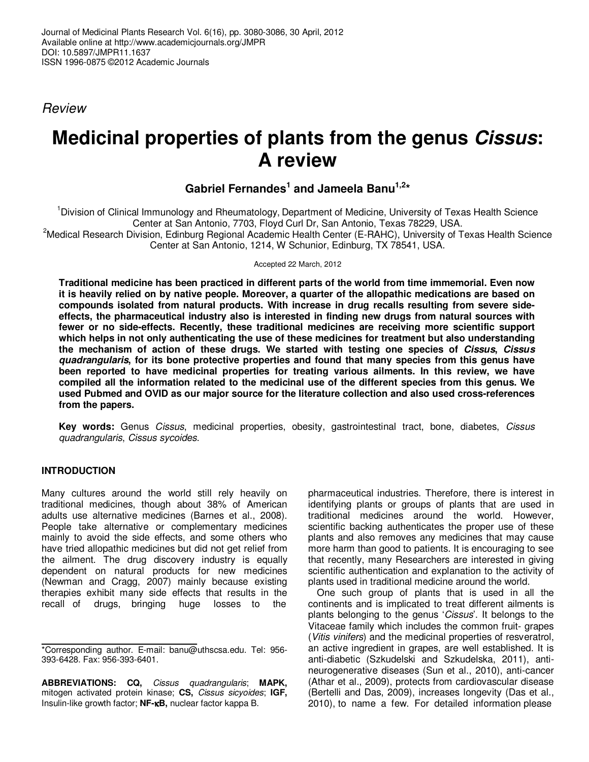Review

# Medicinal properties of plants from the genus *Cissus*: A review

**Gabriel Fernandes[1] and Jameela Banu[1,2]***

[1]Division of Clinical Immunology and Rheumatology, Department of Medicine, University of Texas Health Science Center at San Antonio, 7703, Floyd Curl Dr, San Antonio, Texas 78229, USA.
[2]Medical Research Division, Edinburg Regional Academic Health Center (E-RAHC), University of Texas Health Science Center at San Antonio, 1214, W Schunior, Edinburg, TX 78541, USA.

Accepted 22 March, 2012

**Traditional medicine has been practiced in different parts of the world from time immemorial. Even now it is heavily relied on by native people. Moreover, a quarter of the allopathic medications are based on compounds isolated from natural products. With increase in drug recalls resulting from severe side-effects, the pharmaceutical industry also is interested in finding new drugs from natural sources with fewer or no side-effects. Recently, these traditional medicines are receiving more scientific support which helps in not only authenticating the use of these medicines for treatment but also understanding the mechanism of action of these drugs. We started with testing one species of *Cissus*, *Cissus quadrangularis*, for its bone protective properties and found that many species from this genus have been reported to have medicinal properties for treating various ailments. In this review, we have compiled all the information related to the medicinal use of the different species from this genus. We used Pubmed and OVID as our major source for the literature collection and also used cross-references from the papers.**

**Key words:** Genus *Cissus*, medicinal properties, obesity, gastrointestinal tract, bone, diabetes, *Cissus quadrangularis*, *Cissus sycoides*.

## INTRODUCTION

Many cultures around the world still rely heavily on traditional medicines, though about 38% of American adults use alternative medicines (Barnes et al., 2008). People take alternative or complementary medicines mainly to avoid the side effects, and some others who have tried allopathic medicines but did not get relief from the ailment. The drug discovery industry is equally dependent on natural products for new medicines (Newman and Cragg, 2007) mainly because existing therapies exhibit many side effects that results in the recall of drugs, bringing huge losses to the pharmaceutical industries. Therefore, there is interest in identifying plants or groups of plants that are used in traditional medicines around the world. However, scientific backing authenticates the proper use of these plants and also removes any medicines that may cause more harm than good to patients. It is encouraging to see that recently, many Researchers are interested in giving scientific authentication and explanation to the activity of plants used in traditional medicine around the world.

One such group of plants that is used in all the continents and is implicated to treat different ailments is plants belonging to the genus '*Cissus*'. It belongs to the Vitaceae family which includes the common fruit- grapes (*Vitis vinifers*) and the medicinal properties of resveratrol, an active ingredient in grapes, are well established. It is anti-diabetic (Szkudelski and Szkudelska, 2011), anti-neurogenerative diseases (Sun et al., 2010), anti-cancer (Athar et al., 2009), protects from cardiovascular disease (Bertelli and Das, 2009), increases longevity (Das et al., 2010), to name a few. For detailed information please

---

*Corresponding author. E-mail: banu@uthscsa.edu. Tel: 956-393-6428. Fax: 956-393-6401.

**ABBREVIATIONS: CQ,** *Cissus quadrangularis*; **MAPK,** mitogen activated protein kinase; **CS,** *Cissus sicyoides*; **IGF,** Insulin-like growth factor; **NF-κB,** nuclear factor kappa B.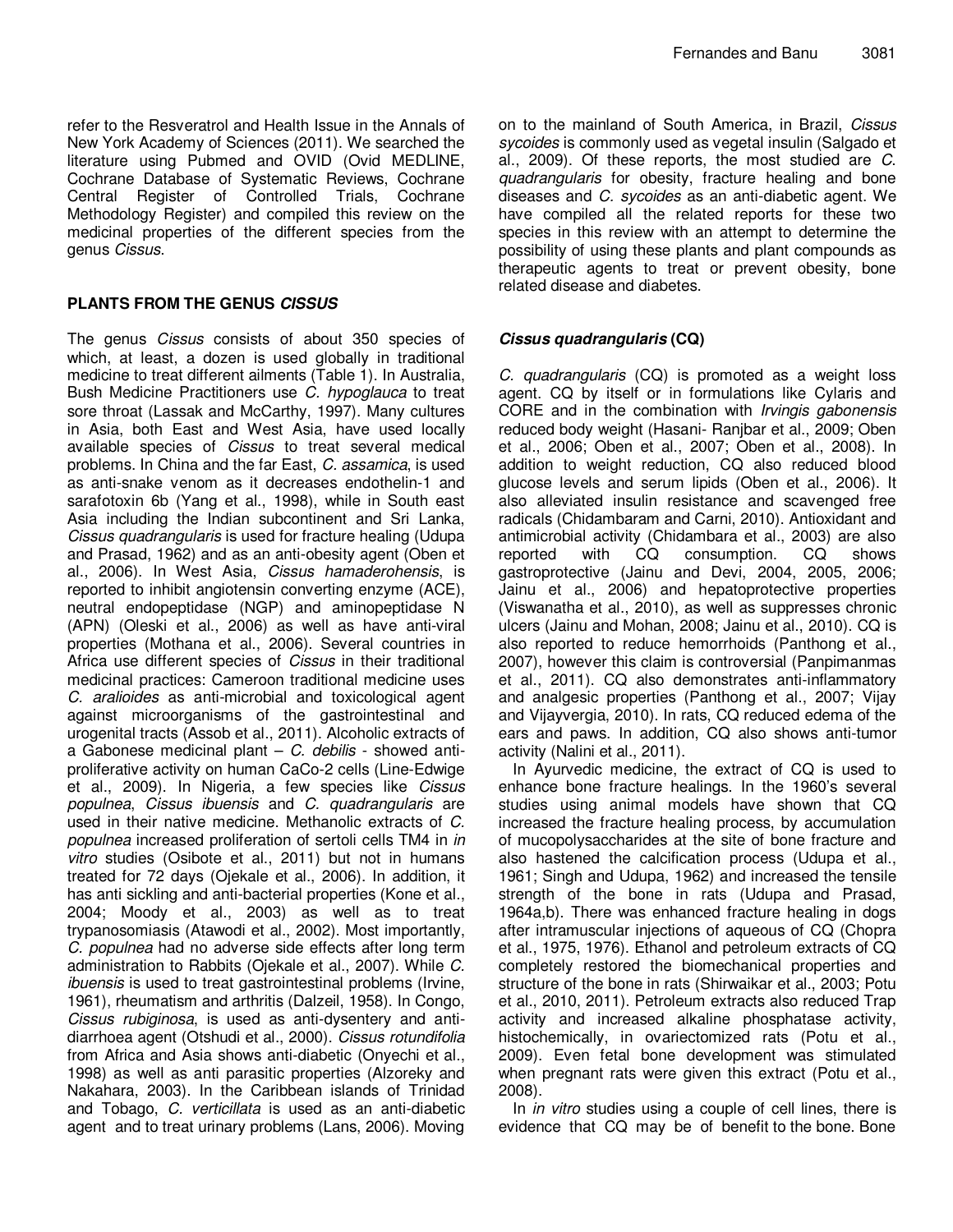refer to the Resveratrol and Health Issue in the Annals of New York Academy of Sciences (2011). We searched the literature using Pubmed and OVID (Ovid MEDLINE, Cochrane Database of Systematic Reviews, Cochrane Central Register of Controlled Trials, Cochrane Methodology Register) and compiled this review on the medicinal properties of the different species from the genus *Cissus*.

## PLANTS FROM THE GENUS *CISSUS*

The genus *Cissus* consists of about 350 species of which, at least, a dozen is used globally in traditional medicine to treat different ailments (Table 1). In Australia, Bush Medicine Practitioners use *C. hypoglauca* to treat sore throat (Lassak and McCarthy, 1997). Many cultures in Asia, both East and West Asia, have used locally available species of *Cissus* to treat several medical problems. In China and the far East, *C. assamica*, is used as anti-snake venom as it decreases endothelin-1 and sarafotoxin 6b (Yang et al., 1998), while in South east Asia including the Indian subcontinent and Sri Lanka, *Cissus quadrangularis* is used for fracture healing (Udupa and Prasad, 1962) and as an anti-obesity agent (Oben et al., 2006). In West Asia, *Cissus hamaderohensis*, is reported to inhibit angiotensin converting enzyme (ACE), neutral endopeptidase (NGP) and aminopeptidase N (APN) (Oleski et al., 2006) as well as have anti-viral properties (Mothana et al., 2006). Several countries in Africa use different species of *Cissus* in their traditional medicinal practices: Cameroon traditional medicine uses *C. aralioides* as anti-microbial and toxicological agent against microorganisms of the gastrointestinal and urogenital tracts (Assob et al., 2011). Alcoholic extracts of a Gabonese medicinal plant – *C. debilis* - showed anti-proliferative activity on human CaCo-2 cells (Line-Edwige et al., 2009). In Nigeria, a few species like *Cissus populnea*, *Cissus ibuensis* and *C. quadrangularis* are used in their native medicine. Methanolic extracts of *C. populnea* increased proliferation of sertoli cells TM4 in *in vitro* studies (Osibote et al., 2011) but not in humans treated for 72 days (Ojekale et al., 2006). In addition, it has anti sickling and anti-bacterial properties (Kone et al., 2004; Moody et al., 2003) as well as to treat trypanosomiasis (Atawodi et al., 2002). Most importantly, *C. populnea* had no adverse side effects after long term administration to Rabbits (Ojekale et al., 2007). While *C. ibuensis* is used to treat gastrointestinal problems (Irvine, 1961), rheumatism and arthritis (Dalzeil, 1958). In Congo, *Cissus rubiginosa*, is used as anti-dysentery and anti-diarrhoea agent (Otshudi et al., 2000). *Cissus rotundifolia* from Africa and Asia shows anti-diabetic (Onyechi et al., 1998) as well as anti parasitic properties (Alzoreky and Nakahara, 2003). In the Caribbean islands of Trinidad and Tobago, *C. verticillata* is used as an anti-diabetic agent and to treat urinary problems (Lans, 2006). Moving on to the mainland of South America, in Brazil, *Cissus sycoides* is commonly used as vegetal insulin (Salgado et al., 2009). Of these reports, the most studied are *C. quadrangularis* for obesity, fracture healing and bone diseases and *C. sycoides* as an anti-diabetic agent. We have compiled all the related reports for these two species in this review with an attempt to determine the possibility of using these plants and plant compounds as therapeutic agents to treat or prevent obesity, bone related disease and diabetes.

### *Cissus quadrangularis* (CQ)

*C. quadrangularis* (CQ) is promoted as a weight loss agent. CQ by itself or in formulations like Cylaris and CORE and in the combination with *Irvingis gabonensis* reduced body weight (Hasani- Ranjbar et al., 2009; Oben et al., 2006; Oben et al., 2007; Oben et al., 2008). In addition to weight reduction, CQ also reduced blood glucose levels and serum lipids (Oben et al., 2006). It also alleviated insulin resistance and scavenged free radicals (Chidambaram and Carni, 2010). Antioxidant and antimicrobial activity (Chidambara et al., 2003) are also reported with CQ consumption. CQ shows gastroprotective (Jainu and Devi, 2004, 2005, 2006; Jainu et al., 2006) and hepatoprotective properties (Viswanatha et al., 2010), as well as suppresses chronic ulcers (Jainu and Mohan, 2008; Jainu et al., 2010). CQ is also reported to reduce hemorrhoids (Panthong et al., 2007), however this claim is controversial (Panpimanmas et al., 2011). CQ also demonstrates anti-inflammatory and analgesic properties (Panthong et al., 2007; Vijay and Vijayvergia, 2010). In rats, CQ reduced edema of the ears and paws. In addition, CQ also shows anti-tumor activity (Nalini et al., 2011).

In Ayurvedic medicine, the extract of CQ is used to enhance bone fracture healings. In the 1960's several studies using animal models have shown that CQ increased the fracture healing process, by accumulation of mucopolysaccharides at the site of bone fracture and also hastened the calcification process (Udupa et al., 1961; Singh and Udupa, 1962) and increased the tensile strength of the bone in rats (Udupa and Prasad, 1964a,b). There was enhanced fracture healing in dogs after intramuscular injections of aqueous of CQ (Chopra et al., 1975, 1976). Ethanol and petroleum extracts of CQ completely restored the biomechanical properties and structure of the bone in rats (Shirwaikar et al., 2003; Potu et al., 2010, 2011). Petroleum extracts also reduced Trap activity and increased alkaline phosphatase activity, histochemically, in ovariectomized rats (Potu et al., 2009). Even fetal bone development was stimulated when pregnant rats were given this extract (Potu et al., 2008).

In *in vitro* studies using a couple of cell lines, there is evidence that CQ may be of benefit to the bone. Bone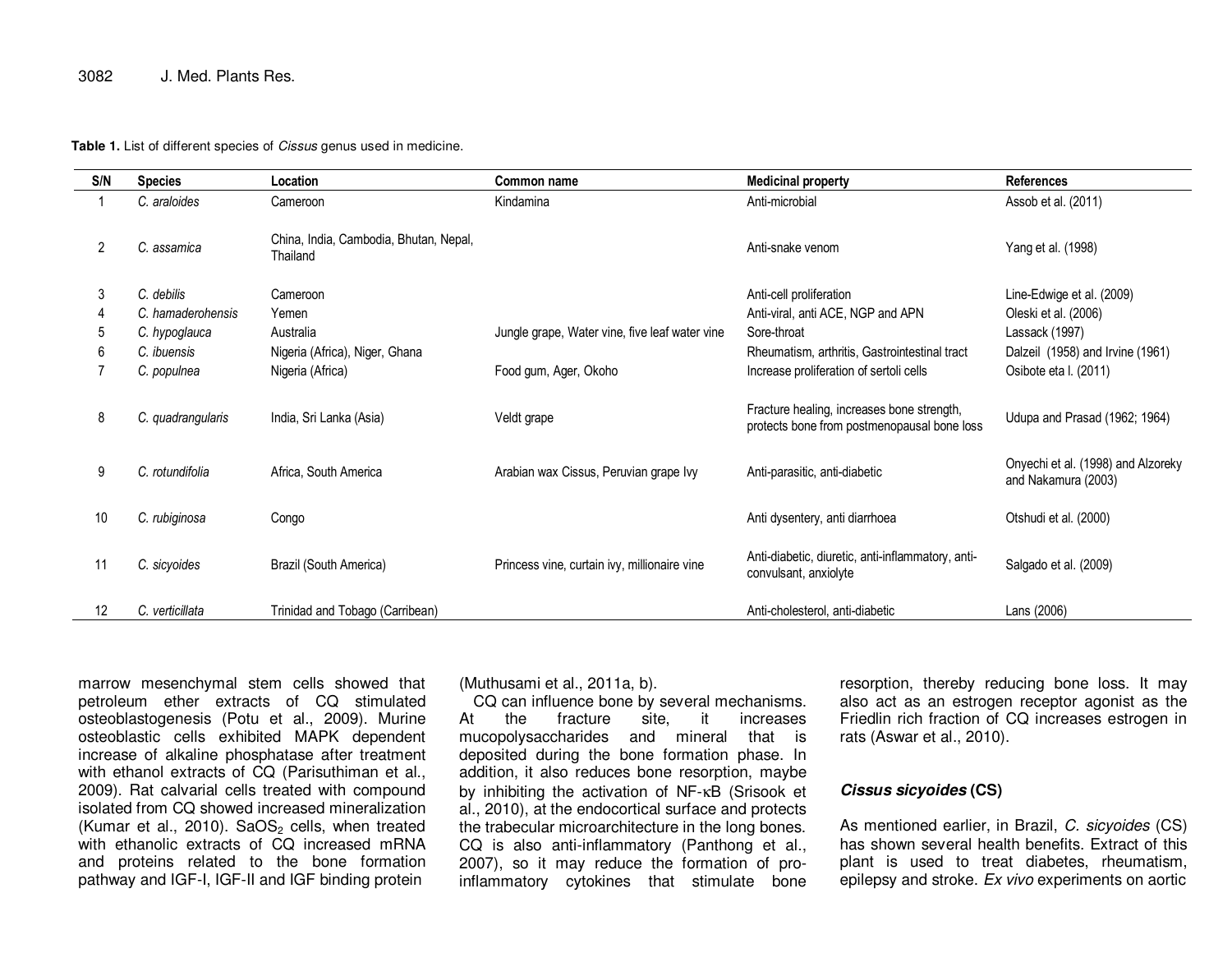**Table 1.** List of different species of *Cissus* genus used in medicine.

| S/N | Species | Location | Common name | Medicinal property | References |
|---|---|---|---|---|---|
| 1 | *C. araloides* | Cameroon | Kindamina | Anti-microbial | Assob et al. (2011) |
| 2 | *C. assamica* | China, India, Cambodia, Bhutan, Nepal, Thailand | | Anti-snake venom | Yang et al. (1998) |
| 3 | *C. debilis* | Cameroon | | Anti-cell proliferation | Line-Edwige et al. (2009) |
| 4 | *C. hamaderohensis* | Yemen | | Anti-viral, anti ACE, NGP and APN | Oleski et al. (2006) |
| 5 | *C. hypoglauca* | Australia | Jungle grape, Water vine, five leaf water vine | Sore-throat | Lassack (1997) |
| 6 | *C. ibuensis* | Nigeria (Africa), Niger, Ghana | | Rheumatism, arthritis, Gastrointestinal tract | Dalzeil (1958) and Irvine (1961) |
| 7 | *C. populnea* | Nigeria (Africa) | Food gum, Ager, Okoho | Increase proliferation of sertoli cells | Osibote eta l. (2011) |
| 8 | *C. quadrangularis* | India, Sri Lanka (Asia) | Veldt grape | Fracture healing, increases bone strength, protects bone from postmenopausal bone loss | Udupa and Prasad (1962; 1964) |
| 9 | *C. rotundifolia* | Africa, South America | Arabian wax Cissus, Peruvian grape Ivy | Anti-parasitic, anti-diabetic | Onyechi et al. (1998) and Alzoreky and Nakamura (2003) |
| 10 | *C. rubiginosa* | Congo | | Anti dysentery, anti diarrhoea | Otshudi et al. (2000) |
| 11 | *C. sicyoides* | Brazil (South America) | Princess vine, curtain ivy, millionaire vine | Anti-diabetic, diuretic, anti-inflammatory, anti-convulsant, anxiolyte | Salgado et al. (2009) |
| 12 | *C. verticillata* | Trinidad and Tobago (Carribean) | | Anti-cholesterol, anti-diabetic | Lans (2006) |

marrow mesenchymal stem cells showed that petroleum ether extracts of CQ stimulated osteoblastogenesis (Potu et al., 2009). Murine osteoblastic cells exhibited MAPK dependent increase of alkaline phosphatase after treatment with ethanol extracts of CQ (Parisuthiman et al., 2009). Rat calvarial cells treated with compound isolated from CQ showed increased mineralization (Kumar et al., 2010). $SaOS_2$ cells, when treated with ethanolic extracts of CQ increased mRNA and proteins related to the bone formation pathway and IGF-I, IGF-II and IGF binding protein (Muthusami et al., 2011a, b).

CQ can influence bone by several mechanisms. At the fracture site, it increases mucopolysaccharides and mineral that is deposited during the bone formation phase. In addition, it also reduces bone resorption, maybe by inhibiting the activation of NF-κB (Srisook et al., 2010), at the endocortical surface and protects the trabecular microarchitecture in the long bones. CQ is also anti-inflammatory (Panthong et al., 2007), so it may reduce the formation of pro-inflammatory cytokines that stimulate bone resorption, thereby reducing bone loss. It may also act as an estrogen receptor agonist as the Friedlin rich fraction of CQ increases estrogen in rats (Aswar et al., 2010).

### *Cissus sicyoides* (CS)

As mentioned earlier, in Brazil, *C. sicyoides* (CS) has shown several health benefits. Extract of this plant is used to treat diabetes, rheumatism, epilepsy and stroke. *Ex vivo* experiments on aortic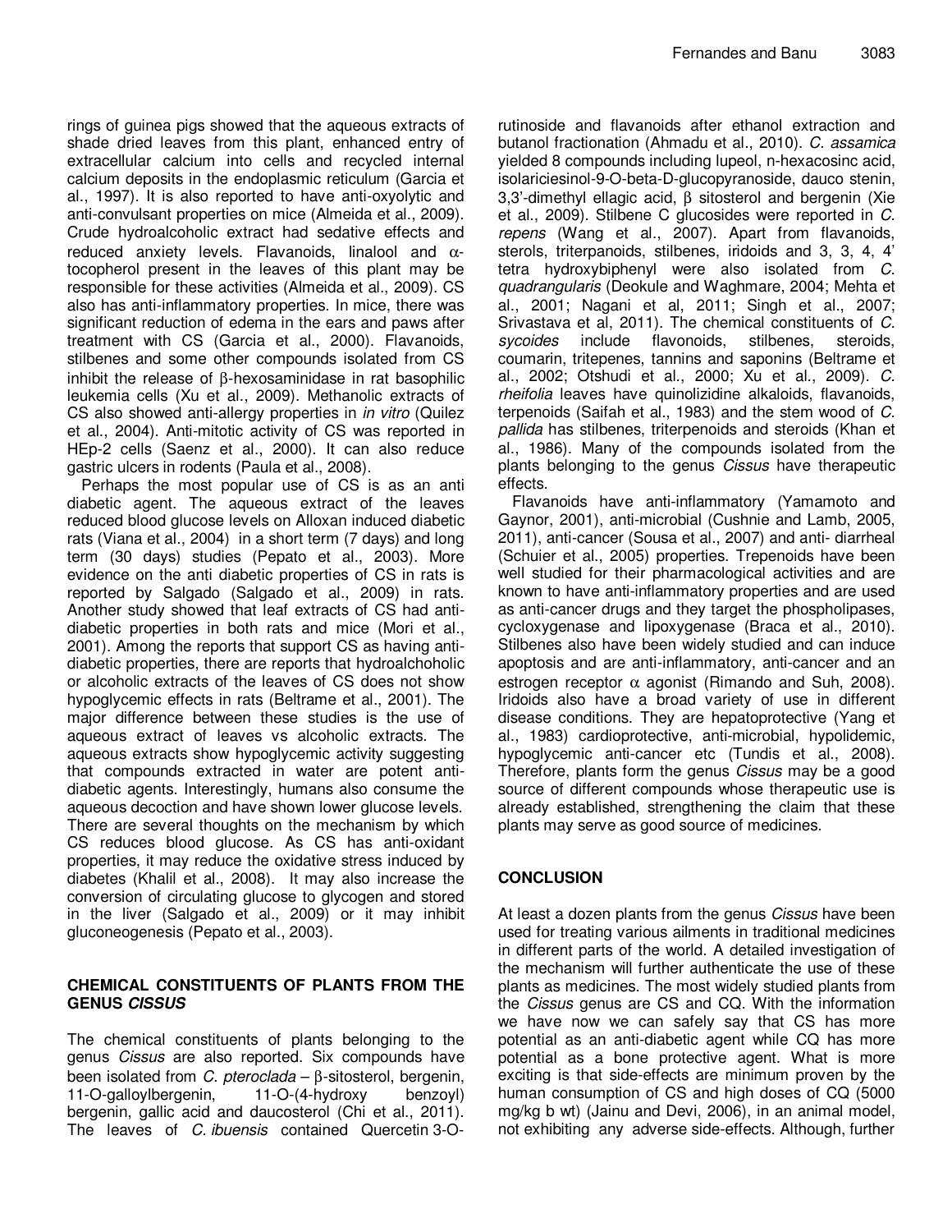rings of guinea pigs showed that the aqueous extracts of shade dried leaves from this plant, enhanced entry of extracellular calcium into cells and recycled internal calcium deposits in the endoplasmic reticulum (Garcia et al., 1997). It is also reported to have anti-oxyolytic and anti-convulsant properties on mice (Almeida et al., 2009). Crude hydroalcoholic extract had sedative effects and reduced anxiety levels. Flavanoids, linalool and α-tocopherol present in the leaves of this plant may be responsible for these activities (Almeida et al., 2009). CS also has anti-inflammatory properties. In mice, there was significant reduction of edema in the ears and paws after treatment with CS (Garcia et al., 2000). Flavanoids, stilbenes and some other compounds isolated from CS inhibit the release of β-hexosaminidase in rat basophilic leukemia cells (Xu et al., 2009). Methanolic extracts of CS also showed anti-allergy properties in *in vitro* (Quilez et al., 2004). Anti-mitotic activity of CS was reported in HEp-2 cells (Saenz et al., 2000). It can also reduce gastric ulcers in rodents (Paula et al., 2008).

Perhaps the most popular use of CS is as an anti diabetic agent. The aqueous extract of the leaves reduced blood glucose levels on Alloxan induced diabetic rats (Viana et al., 2004) in a short term (7 days) and long term (30 days) studies (Pepato et al., 2003). More evidence on the anti diabetic properties of CS in rats is reported by Salgado (Salgado et al., 2009) in rats. Another study showed that leaf extracts of CS had anti-diabetic properties in both rats and mice (Mori et al., 2001). Among the reports that support CS as having anti-diabetic properties, there are reports that hydroalchoholic or alcoholic extracts of the leaves of CS does not show hypoglycemic effects in rats (Beltrame et al., 2001). The major difference between these studies is the use of aqueous extract of leaves vs alcoholic extracts. The aqueous extracts show hypoglycemic activity suggesting that compounds extracted in water are potent anti-diabetic agents. Interestingly, humans also consume the aqueous decoction and have shown lower glucose levels. There are several thoughts on the mechanism by which CS reduces blood glucose. As CS has anti-oxidant properties, it may reduce the oxidative stress induced by diabetes (Khalil et al., 2008). It may also increase the conversion of circulating glucose to glycogen and stored in the liver (Salgado et al., 2009) or it may inhibit gluconeogenesis (Pepato et al., 2003).

## CHEMICAL CONSTITUENTS OF PLANTS FROM THE GENUS *CISSUS*

The chemical constituents of plants belonging to the genus *Cissus* are also reported. Six compounds have been isolated from *C. pteroclada* – β-sitosterol, bergenin, 11-O-galloylbergenin, 11-O-(4-hydroxy benzoyl) bergenin, gallic acid and daucosterol (Chi et al., 2011). The leaves of *C. ibuensis* contained Quercetin 3-O-rutinoside and flavanoids after ethanol extraction and butanol fractionation (Ahmadu et al., 2010). *C. assamica* yielded 8 compounds including lupeol, n-hexacosinc acid, isolariciesinol-9-O-beta-D-glucopyranoside, dauco stenin, 3,3'-dimethyl ellagic acid, β sitosterol and bergenin (Xie et al., 2009). Stilbene C glucosides were reported in *C. repens* (Wang et al., 2007). Apart from flavanoids, sterols, triterpanoids, stilbenes, iridoids and 3, 3, 4, 4' tetra hydroxybiphenyl were also isolated from *C. quadrangularis* (Deokule and Waghmare, 2004; Mehta et al., 2001; Nagani et al, 2011; Singh et al., 2007; Srivastava et al, 2011). The chemical constituents of *C. sycoides* include flavonoids, stilbenes, steroids, coumarin, tritepenes, tannins and saponins (Beltrame et al., 2002; Otshudi et al., 2000; Xu et al., 2009). *C. rheifolia* leaves have quinolizidine alkaloids, flavanoids, terpenoids (Saifah et al., 1983) and the stem wood of *C. pallida* has stilbenes, triterpenoids and steroids (Khan et al., 1986). Many of the compounds isolated from the plants belonging to the genus *Cissus* have therapeutic effects.

Flavanoids have anti-inflammatory (Yamamoto and Gaynor, 2001), anti-microbial (Cushnie and Lamb, 2005, 2011), anti-cancer (Sousa et al., 2007) and anti- diarrheal (Schuier et al., 2005) properties. Trepenoids have been well studied for their pharmacological activities and are known to have anti-inflammatory properties and are used as anti-cancer drugs and they target the phospholipases, cycloxygenase and lipoxygenase (Braca et al., 2010). Stilbenes also have been widely studied and can induce apoptosis and are anti-inflammatory, anti-cancer and an estrogen receptor α agonist (Rimando and Suh, 2008). Iridoids also have a broad variety of use in different disease conditions. They are hepatoprotective (Yang et al., 1983) cardioprotective, anti-microbial, hypolidemic, hypoglycemic anti-cancer etc (Tundis et al., 2008). Therefore, plants form the genus *Cissus* may be a good source of different compounds whose therapeutic use is already established, strengthening the claim that these plants may serve as good source of medicines.

## CONCLUSION

At least a dozen plants from the genus *Cissus* have been used for treating various ailments in traditional medicines in different parts of the world. A detailed investigation of the mechanism will further authenticate the use of these plants as medicines. The most widely studied plants from the *Cissus* genus are CS and CQ. With the information we have now we can safely say that CS has more potential as an anti-diabetic agent while CQ has more potential as a bone protective agent. What is more exciting is that side-effects are minimum proven by the human consumption of CS and high doses of CQ (5000 mg/kg b wt) (Jainu and Devi, 2006), in an animal model, not exhibiting any adverse side-effects. Although, further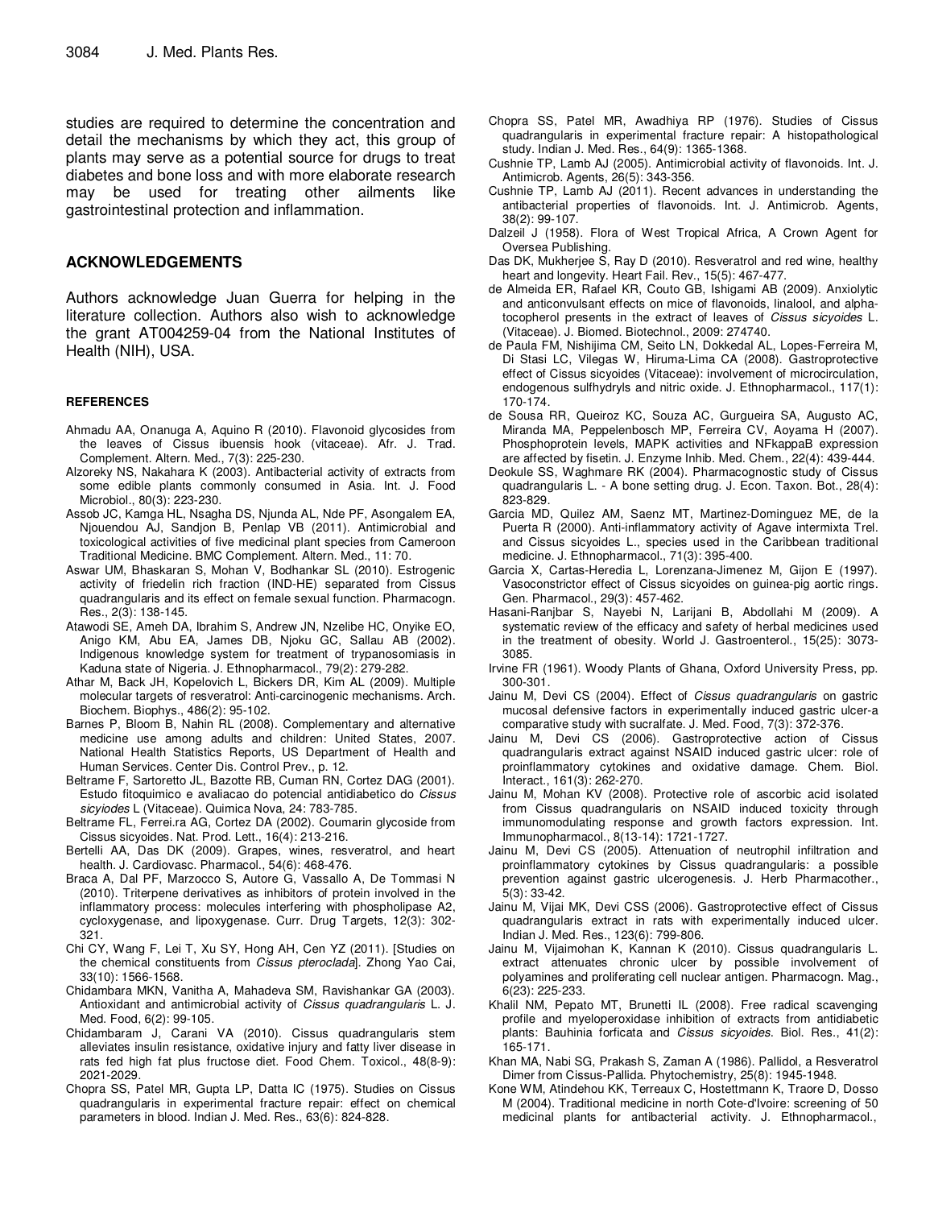studies are required to determine the concentration and detail the mechanisms by which they act, this group of plants may serve as a potential source for drugs to treat diabetes and bone loss and with more elaborate research may be used for treating other ailments like gastrointestinal protection and inflammation.

## ACKNOWLEDGEMENTS

Authors acknowledge Juan Guerra for helping in the literature collection. Authors also wish to acknowledge the grant AT004259-04 from the National Institutes of Health (NIH), USA.

## REFERENCES

Ahmadu AA, Onanuga A, Aquino R (2010). Flavonoid glycosides from the leaves of Cissus ibuensis hook (vitaceae). Afr. J. Trad. Complement. Altern. Med., 7(3): 225-230.

Alzoreky NS, Nakahara K (2003). Antibacterial activity of extracts from some edible plants commonly consumed in Asia. Int. J. Food Microbiol., 80(3): 223-230.

Assob JC, Kamga HL, Nsagha DS, Njunda AL, Nde PF, Asongalem EA, Njouendou AJ, Sandjon B, Penlap VB (2011). Antimicrobial and toxicological activities of five medicinal plant species from Cameroon Traditional Medicine. BMC Complement. Altern. Med., 11: 70.

Aswar UM, Bhaskaran S, Mohan V, Bodhankar SL (2010). Estrogenic activity of friedelin rich fraction (IND-HE) separated from Cissus quadrangularis and its effect on female sexual function. Pharmacogn. Res., 2(3): 138-145.

Atawodi SE, Ameh DA, Ibrahim S, Andrew JN, Nzelibe HC, Onyike EO, Anigo KM, Abu EA, James DB, Njoku GC, Sallau AB (2002). Indigenous knowledge system for treatment of trypanosomiasis in Kaduna state of Nigeria. J. Ethnopharmacol., 79(2): 279-282.

Athar M, Back JH, Kopelovich L, Bickers DR, Kim AL (2009). Multiple molecular targets of resveratrol: Anti-carcinogenic mechanisms. Arch. Biochem. Biophys., 486(2): 95-102.

Barnes P, Bloom B, Nahin RL (2008). Complementary and alternative medicine use among adults and children: United States, 2007. National Health Statistics Reports, US Department of Health and Human Services. Center Dis. Control Prev., p. 12.

Beltrame F, Sartoretto JL, Bazotte RB, Cuman RN, Cortez DAG (2001). Estudo fitoquimico e avaliacao do potencial antidiabetico do *Cissus sicyiodes* L (Vitaceae). Quimica Nova, 24: 783-785.

Beltrame FL, Ferrei.ra AG, Cortez DA (2002). Coumarin glycoside from Cissus sicyoides. Nat. Prod. Lett., 16(4): 213-216.

Bertelli AA, Das DK (2009). Grapes, wines, resveratrol, and heart health. J. Cardiovasc. Pharmacol., 54(6): 468-476.

Braca A, Dal PF, Marzocco S, Autore G, Vassallo A, De Tommasi N (2010). Triterpene derivatives as inhibitors of protein involved in the inflammatory process: molecules interfering with phospholipase A2, cycloxygenase, and lipoxygenase. Curr. Drug Targets, 12(3): 302-321.

Chi CY, Wang F, Lei T, Xu SY, Hong AH, Cen YZ (2011). [Studies on the chemical constituents from *Cissus pteroclada*]. Zhong Yao Cai, 33(10): 1566-1568.

Chidambara MKN, Vanitha A, Mahadeva SM, Ravishankar GA (2003). Antioxidant and antimicrobial activity of *Cissus quadrangularis* L. J. Med. Food, 6(2): 99-105.

Chidambaram J, Carani VA (2010). Cissus quadrangularis stem alleviates insulin resistance, oxidative injury and fatty liver disease in rats fed high fat plus fructose diet. Food Chem. Toxicol., 48(8-9): 2021-2029.

Chopra SS, Patel MR, Gupta LP, Datta IC (1975). Studies on Cissus quadrangularis in experimental fracture repair: effect on chemical parameters in blood. Indian J. Med. Res., 63(6): 824-828.

Chopra SS, Patel MR, Awadhiya RP (1976). Studies of Cissus quadrangularis in experimental fracture repair: A histopathological study. Indian J. Med. Res., 64(9): 1365-1368.

Cushnie TP, Lamb AJ (2005). Antimicrobial activity of flavonoids. Int. J. Antimicrob. Agents, 26(5): 343-356.

Cushnie TP, Lamb AJ (2011). Recent advances in understanding the antibacterial properties of flavonoids. Int. J. Antimicrob. Agents, 38(2): 99-107.

Dalzeil J (1958). Flora of West Tropical Africa, A Crown Agent for Oversea Publishing.

Das DK, Mukherjee S, Ray D (2010). Resveratrol and red wine, healthy heart and longevity. Heart Fail. Rev., 15(5): 467-477.

de Almeida ER, Rafael KR, Couto GB, Ishigami AB (2009). Anxiolytic and anticonvulsant effects on mice of flavonoids, linalool, and alpha-tocopherol presents in the extract of leaves of *Cissus sicyoides* L. (Vitaceae). J. Biomed. Biotechnol., 2009: 274740.

de Paula FM, Nishijima CM, Seito LN, Dokkedal AL, Lopes-Ferreira M, Di Stasi LC, Vilegas W, Hiruma-Lima CA (2008). Gastroprotective effect of Cissus sicyoides (Vitaceae): involvement of microcirculation, endogenous sulfhydryls and nitric oxide. J. Ethnopharmacol., 117(1): 170-174.

de Sousa RR, Queiroz KC, Souza AC, Gurgueira SA, Augusto AC, Miranda MA, Peppelenbosch MP, Ferreira CV, Aoyama H (2007). Phosphoprotein levels, MAPK activities and NFkappaB expression are affected by fisetin. J. Enzyme Inhib. Med. Chem., 22(4): 439-444.

Deokule SS, Waghmare RK (2004). Pharmacognostic study of Cissus quadrangularis L. - A bone setting drug. J. Econ. Taxon. Bot., 28(4): 823-829.

Garcia MD, Quilez AM, Saenz MT, Martinez-Dominguez ME, de la Puerta R (2000). Anti-inflammatory activity of Agave intermixta Trel. and Cissus sicyoides L., species used in the Caribbean traditional medicine. J. Ethnopharmacol., 71(3): 395-400.

Garcia X, Cartas-Heredia L, Lorenzana-Jimenez M, Gijon E (1997). Vasoconstrictor effect of Cissus sicyoides on guinea-pig aortic rings. Gen. Pharmacol., 29(3): 457-462.

Hasani-Ranjbar S, Nayebi N, Larijani B, Abdollahi M (2009). A systematic review of the efficacy and safety of herbal medicines used in the treatment of obesity. World J. Gastroenterol., 15(25): 3073-3085.

Irvine FR (1961). Woody Plants of Ghana, Oxford University Press, pp. 300-301.

Jainu M, Devi CS (2004). Effect of *Cissus quadrangularis* on gastric mucosal defensive factors in experimentally induced gastric ulcer-a comparative study with sucralfate. J. Med. Food, 7(3): 372-376.

Jainu M, Devi CS (2006). Gastroprotective action of Cissus quadrangularis extract against NSAID induced gastric ulcer: role of proinflammatory cytokines and oxidative damage. Chem. Biol. Interact., 161(3): 262-270.

Jainu M, Mohan KV (2008). Protective role of ascorbic acid isolated from Cissus quadrangularis on NSAID induced toxicity through immunomodulating response and growth factors expression. Int. Immunopharmacol., 8(13-14): 1721-1727.

Jainu M, Devi CS (2005). Attenuation of neutrophil infiltration and proinflammatory cytokines by Cissus quadrangularis: a possible prevention against gastric ulcerogenesis. J. Herb Pharmacother., 5(3): 33-42.

Jainu M, Vijai MK, Devi CSS (2006). Gastroprotective effect of Cissus quadrangularis extract in rats with experimentally induced ulcer. Indian J. Med. Res., 123(6): 799-806.

Jainu M, Vijaimohan K, Kannan K (2010). Cissus quadrangularis L. extract attenuates chronic ulcer by possible involvement of polyamines and proliferating cell nuclear antigen. Pharmacogn. Mag., 6(23): 225-233.

Khalil NM, Pepato MT, Brunetti IL (2008). Free radical scavenging profile and myeloperoxidase inhibition of extracts from antidiabetic plants: Bauhinia forficata and *Cissus sicyoides*. Biol. Res., 41(2): 165-171.

Khan MA, Nabi SG, Prakash S, Zaman A (1986). Pallidol, a Resveratrol Dimer from Cissus-Pallida. Phytochemistry, 25(8): 1945-1948.

Kone WM, Atindehou KK, Terreaux C, Hostettmann K, Traore D, Dosso M (2004). Traditional medicine in north Cote-d'Ivoire: screening of 50 medicinal plants for antibacterial activity. J. Ethnopharmacol.,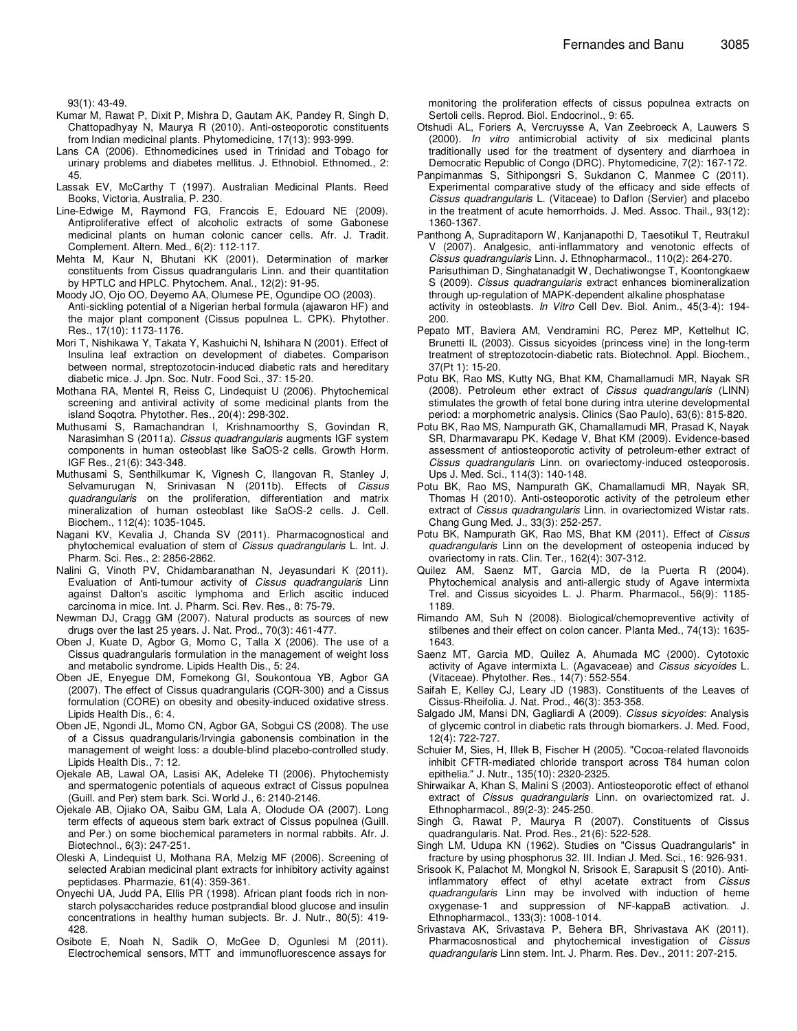93(1): 43-49.

Kumar M, Rawat P, Dixit P, Mishra D, Gautam AK, Pandey R, Singh D, Chattopadhyay N, Maurya R (2010). Anti-osteoporotic constituents from Indian medicinal plants. Phytomedicine, 17(13): 993-999.

Lans CA (2006). Ethnomedicines used in Trinidad and Tobago for urinary problems and diabetes mellitus. J. Ethnobiol. Ethnomed., 2: 45.

Lassak EV, McCarthy T (1997). Australian Medicinal Plants. Reed Books, Victoria, Australia, P. 230.

Line-Edwige M, Raymond FG, Francois E, Edouard NE (2009). Antiproliferative effect of alcoholic extracts of some Gabonese medicinal plants on human colonic cancer cells. Afr. J. Tradit. Complement. Altern. Med., 6(2): 112-117.

Mehta M, Kaur N, Bhutani KK (2001). Determination of marker constituents from Cissus quadrangularis Linn. and their quantitation by HPTLC and HPLC. Phytochem. Anal., 12(2): 91-95.

Moody JO, Ojo OO, Deyemo AA, Olumese PE, Ogundipe OO (2003). Anti-sickling potential of a Nigerian herbal formula (ajawaron HF) and the major plant component (Cissus populnea L. CPK). Phytother. Res., 17(10): 1173-1176.

Mori T, Nishikawa Y, Takata Y, Kashuichi N, Ishihara N (2001). Effect of Insulina leaf extraction on development of diabetes. Comparison between normal, streptozotocin-induced diabetic rats and hereditary diabetic mice. J. Jpn. Soc. Nutr. Food Sci., 37: 15-20.

Mothana RA, Mentel R, Reiss C, Lindequist U (2006). Phytochemical screening and antiviral activity of some medicinal plants from the island Soqotra. Phytother. Res., 20(4): 298-302.

Muthusami S, Ramachandran I, Krishnamoorthy S, Govindan R, Narasimhan S (2011a). *Cissus quadrangularis* augments IGF system components in human osteoblast like SaOS-2 cells. Growth Horm. IGF Res., 21(6): 343-348.

Muthusami S, Senthilkumar K, Vignesh C, Ilangovan R, Stanley J, Selvamurugan N, Srinivasan N (2011b). Effects of *Cissus quadrangularis* on the proliferation, differentiation and matrix mineralization of human osteoblast like SaOS-2 cells. J. Cell. Biochem., 112(4): 1035-1045.

Nagani KV, Kevalia J, Chanda SV (2011). Pharmacognostical and phytochemical evaluation of stem of *Cissus quadrangularis* L. Int. J. Pharm. Sci. Res., 2: 2856-2862.

Nalini G, Vinoth PV, Chidambaranathan N, Jeyasundari K (2011). Evaluation of Anti-tumour activity of *Cissus quadrangularis* Linn against Dalton's ascitic lymphoma and Erlich ascitic induced carcinoma in mice. Int. J. Pharm. Sci. Rev. Res., 8: 75-79.

Newman DJ, Cragg GM (2007). Natural products as sources of new drugs over the last 25 years. J. Nat. Prod., 70(3): 461-477.

Oben J, Kuate D, Agbor G, Momo C, Talla X (2006). The use of a Cissus quadrangularis formulation in the management of weight loss and metabolic syndrome. Lipids Health Dis., 5: 24.

Oben JE, Enyegue DM, Fomekong GI, Soukontoua YB, Agbor GA (2007). The effect of Cissus quadrangularis (CQR-300) and a Cissus formulation (CORE) on obesity and obesity-induced oxidative stress. Lipids Health Dis., 6: 4.

Oben JE, Ngondi JL, Momo CN, Agbor GA, Sobgui CS (2008). The use of a Cissus quadrangularis/Irvingia gabonensis combination in the management of weight loss: a double-blind placebo-controlled study. Lipids Health Dis., 7: 12.

Ojekale AB, Lawal OA, Lasisi AK, Adeleke TI (2006). Phytochemisty and spermatogenic potentials of aqueous extract of Cissus populnea (Guill. and Per) stem bark. Sci. World J., 6: 2140-2146.

Ojekale AB, Ojiako OA, Saibu GM, Lala A, Olodude OA (2007). Long term effects of aqueous stem bark extract of Cissus populnea (Guill. and Per.) on some biochemical parameters in normal rabbits. Afr. J. Biotechnol., 6(3): 247-251.

Oleski A, Lindequist U, Mothana RA, Melzig MF (2006). Screening of selected Arabian medicinal plant extracts for inhibitory activity against peptidases. Pharmazie, 61(4): 359-361.

Onyechi UA, Judd PA, Ellis PR (1998). African plant foods rich in non-starch polysaccharides reduce postprandial blood glucose and insulin concentrations in healthy human subjects. Br. J. Nutr., 80(5): 419-428.

Osibote E, Noah N, Sadik O, McGee D, Ogunlesi M (2011). Electrochemical sensors, MTT and immunofluorescence assays for monitoring the proliferation effects of cissus populnea extracts on Sertoli cells. Reprod. Biol. Endocrinol., 9: 65.

Otshudi AL, Foriers A, Vercruysse A, Van Zeebroeck A, Lauwers S (2000). *In vitro* antimicrobial activity of six medicinal plants traditionally used for the treatment of dysentery and diarrhoea in Democratic Republic of Congo (DRC). Phytomedicine, 7(2): 167-172.

Panpimanmas S, Sithipongsri S, Sukdanon C, Manmee C (2011). Experimental comparative study of the efficacy and side effects of *Cissus quadrangularis* L. (Vitaceae) to Daflon (Servier) and placebo in the treatment of acute hemorrhoids. J. Med. Assoc. Thail., 93(12): 1360-1367.

Panthong A, Supraditaporn W, Kanjanapothi D, Taesotikul T, Reutrakul V (2007). Analgesic, anti-inflammatory and venotonic effects of *Cissus quadrangularis* Linn. J. Ethnopharmacol., 110(2): 264-270.

Parisuthiman D, Singhatanadgit W, Dechatiwongse T, Koontongkaew S (2009). *Cissus quadrangularis* extract enhances biomineralization through up-regulation of MAPK-dependent alkaline phosphatase activity in osteoblasts. *In Vitro* Cell Dev. Biol. Anim., 45(3-4): 194-200.

Pepato MT, Baviera AM, Vendramini RC, Perez MP, Kettelhut IC, Brunetti IL (2003). Cissus sicyoides (princess vine) in the long-term treatment of streptozotocin-diabetic rats. Biotechnol. Appl. Biochem., 37(Pt 1): 15-20.

Potu BK, Rao MS, Kutty NG, Bhat KM, Chamallamudi MR, Nayak SR (2008). Petroleum ether extract of *Cissus quadrangularis* (LINN) stimulates the growth of fetal bone during intra uterine developmental period: a morphometric analysis. Clinics (Sao Paulo), 63(6): 815-820.

Potu BK, Rao MS, Nampurath GK, Chamallamudi MR, Prasad K, Nayak SR, Dharmavarapu PK, Kedage V, Bhat KM (2009). Evidence-based assessment of antiosteoporotic activity of petroleum-ether extract of *Cissus quadrangularis* Linn. on ovariectomy-induced osteoporosis. Ups J. Med. Sci., 114(3): 140-148.

Potu BK, Rao MS, Nampurath GK, Chamallamudi MR, Nayak SR, Thomas H (2010). Anti-osteoporotic activity of the petroleum ether extract of *Cissus quadrangularis* Linn. in ovariectomized Wistar rats. Chang Gung Med. J., 33(3): 252-257.

Potu BK, Nampurath GK, Rao MS, Bhat KM (2011). Effect of *Cissus quadrangularis* Linn on the development of osteopenia induced by ovariectomy in rats. Clin. Ter., 162(4): 307-312.

Quilez AM, Saenz MT, Garcia MD, de la Puerta R (2004). Phytochemical analysis and anti-allergic study of Agave intermixta Trel. and Cissus sicyoides L. J. Pharm. Pharmacol., 56(9): 1185-1189.

Rimando AM, Suh N (2008). Biological/chemopreventive activity of stilbenes and their effect on colon cancer. Planta Med., 74(13): 1635-1643.

Saenz MT, Garcia MD, Quilez A, Ahumada MC (2000). Cytotoxic activity of Agave intermixta L. (Agavaceae) and *Cissus sicyoides* L. (Vitaceae). Phytother. Res., 14(7): 552-554.

Saifah E, Kelley CJ, Leary JD (1983). Constituents of the Leaves of Cissus-Rheifolia. J. Nat. Prod., 46(3): 353-358.

Salgado JM, Mansi DN, Gagliardi A (2009). *Cissus sicyoides*: Analysis of glycemic control in diabetic rats through biomarkers. J. Med. Food, 12(4): 722-727.

Schuier M, Sies, H, Illek B, Fischer H (2005). "Cocoa-related flavonoids inhibit CFTR-mediated chloride transport across T84 human colon epithelia." J. Nutr., 135(10): 2320-2325.

Shirwaikar A, Khan S, Malini S (2003). Antiosteoporotic effect of ethanol extract of *Cissus quadrangularis* Linn. on ovariectomized rat. J. Ethnopharmacol., 89(2-3): 245-250.

Singh G, Rawat P, Maurya R (2007). Constituents of Cissus quadrangularis. Nat. Prod. Res., 21(6): 522-528.

Singh LM, Udupa KN (1962). Studies on "Cissus Quadrangularis" in fracture by using phosphorus 32. III. Indian J. Med. Sci., 16: 926-931.

Srisook K, Palachot M, Mongkol N, Srisook E, Sarapusit S (2010). Anti-inflammatory effect of ethyl acetate extract from *Cissus quadrangularis* Linn may be involved with induction of heme oxygenase-1 and suppression of NF-kappaB activation. J. Ethnopharmacol., 133(3): 1008-1014.

Srivastava AK, Srivastava P, Behera BR, Shrivastava AK (2011). Pharmacosnostical and phytochemical investigation of *Cissus quadrangularis* Linn stem. Int. J. Pharm. Res. Dev., 2011: 207-215.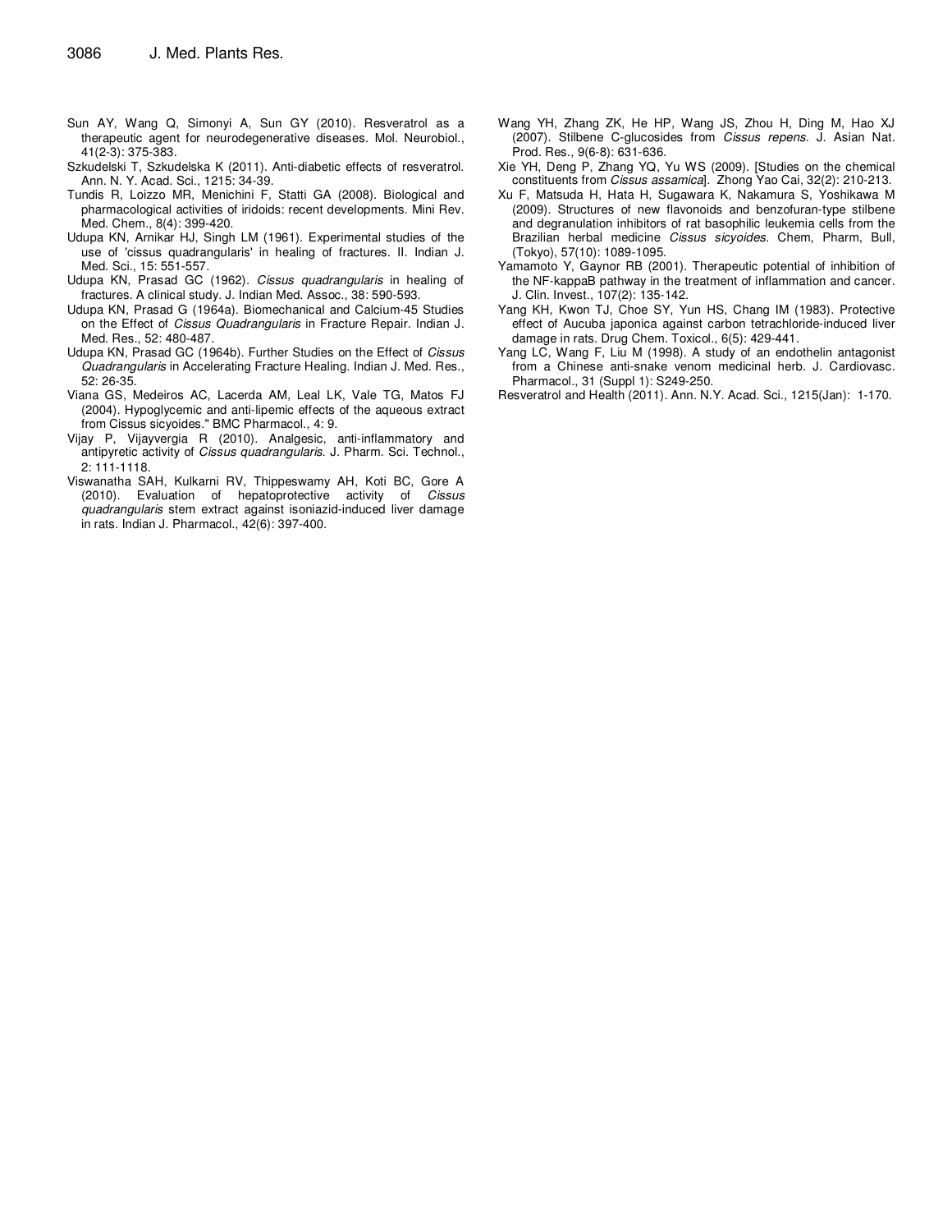Sun AY, Wang Q, Simonyi A, Sun GY (2010). Resveratrol as a therapeutic agent for neurodegenerative diseases. Mol. Neurobiol., 41(2-3): 375-383.

Szkudelski T, Szkudelska K (2011). Anti-diabetic effects of resveratrol. Ann. N. Y. Acad. Sci., 1215: 34-39.

Tundis R, Loizzo MR, Menichini F, Statti GA (2008). Biological and pharmacological activities of iridoids: recent developments. Mini Rev. Med. Chem., 8(4): 399-420.

Udupa KN, Arnikar HJ, Singh LM (1961). Experimental studies of the use of 'cissus quadrangularis' in healing of fractures. II. Indian J. Med. Sci., 15: 551-557.

Udupa KN, Prasad GC (1962). *Cissus quadrangularis* in healing of fractures. A clinical study. J. Indian Med. Assoc., 38: 590-593.

Udupa KN, Prasad G (1964a). Biomechanical and Calcium-45 Studies on the Effect of *Cissus Quadrangularis* in Fracture Repair. Indian J. Med. Res., 52: 480-487.

Udupa KN, Prasad GC (1964b). Further Studies on the Effect of *Cissus Quadrangularis* in Accelerating Fracture Healing. Indian J. Med. Res., 52: 26-35.

Viana GS, Medeiros AC, Lacerda AM, Leal LK, Vale TG, Matos FJ (2004). Hypoglycemic and anti-lipemic effects of the aqueous extract from Cissus sicyoides." BMC Pharmacol., 4: 9.

Vijay P, Vijayvergia R (2010). Analgesic, anti-inflammatory and antipyretic activity of *Cissus quadrangularis*. J. Pharm. Sci. Technol., 2: 111-1118.

Viswanatha SAH, Kulkarni RV, Thippeswamy AH, Koti BC, Gore A (2010). Evaluation of hepatoprotective activity of *Cissus quadrangularis* stem extract against isoniazid-induced liver damage in rats. Indian J. Pharmacol., 42(6): 397-400.

Wang YH, Zhang ZK, He HP, Wang JS, Zhou H, Ding M, Hao XJ (2007). Stilbene C-glucosides from *Cissus repens*. J. Asian Nat. Prod. Res., 9(6-8): 631-636.

Xie YH, Deng P, Zhang YQ, Yu WS (2009). [Studies on the chemical constituents from *Cissus assamica*]. Zhong Yao Cai, 32(2): 210-213.

Xu F, Matsuda H, Hata H, Sugawara K, Nakamura S, Yoshikawa M (2009). Structures of new flavonoids and benzofuran-type stilbene and degranulation inhibitors of rat basophilic leukemia cells from the Brazilian herbal medicine *Cissus sicyoides*. Chem, Pharm, Bull, (Tokyo), 57(10): 1089-1095.

Yamamoto Y, Gaynor RB (2001). Therapeutic potential of inhibition of the NF-kappaB pathway in the treatment of inflammation and cancer. J. Clin. Invest., 107(2): 135-142.

Yang KH, Kwon TJ, Choe SY, Yun HS, Chang IM (1983). Protective effect of Aucuba japonica against carbon tetrachloride-induced liver damage in rats. Drug Chem. Toxicol., 6(5): 429-441.

Yang LC, Wang F, Liu M (1998). A study of an endothelin antagonist from a Chinese anti-snake venom medicinal herb. J. Cardiovasc. Pharmacol., 31 (Suppl 1): S249-250.

Resveratrol and Health (2011). Ann. N.Y. Acad. Sci., 1215(Jan): 1-170.